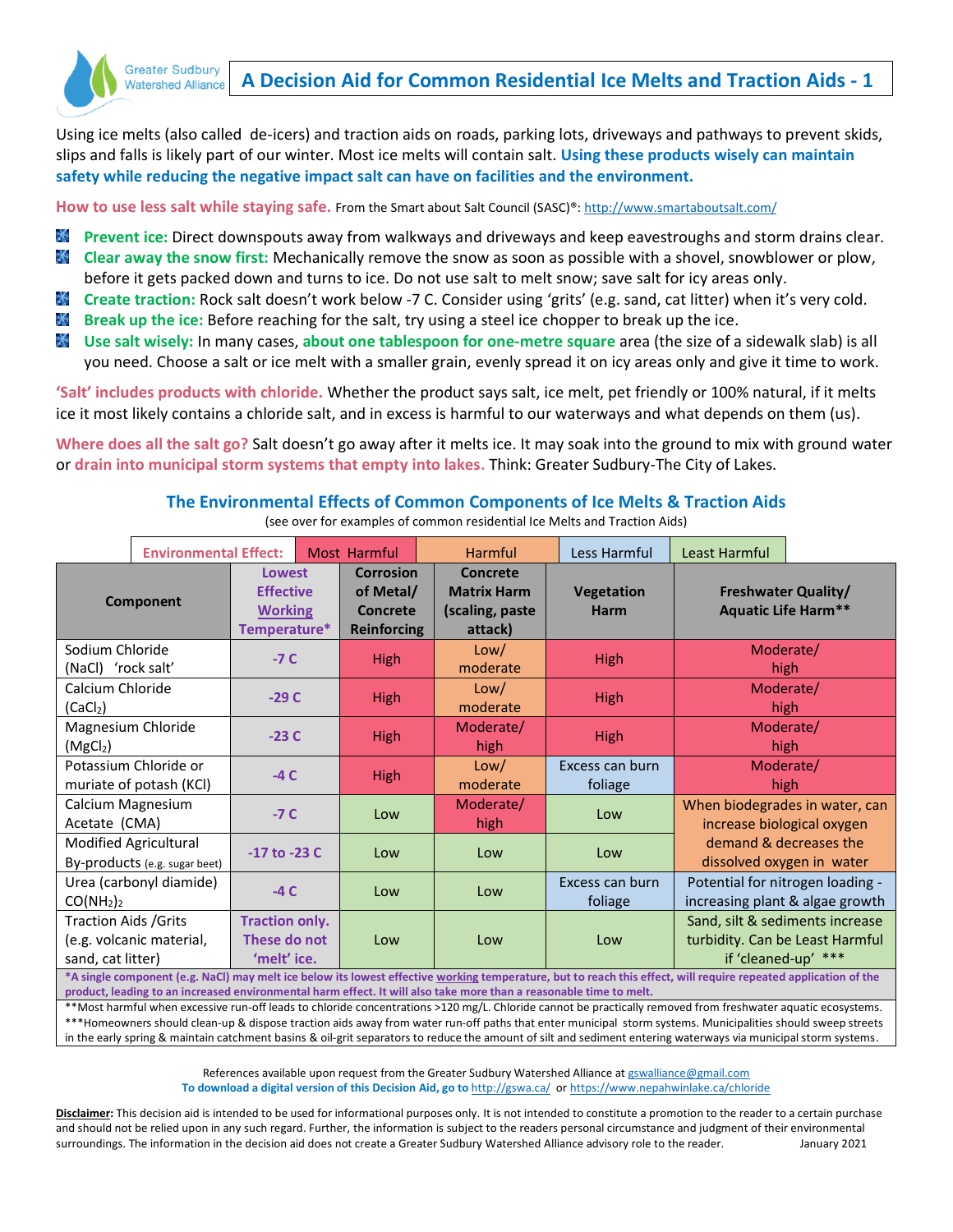# A Decision Aid for Common Residential Ice Melts and Traction Aids - 1

Greater Sudbury Watershed Alliance

Using ice melts (also called de-icers) and traction aids on roads, parking lots, driveways and pathways to prevent skids, slips and falls is likely part of our winter. Most ice melts will contain salt. **Using these products wisely can maintain safety while reducing the negative impact salt can have on facilities and the environment.**

**How to use less salt while staying safe.** From the Smart about Salt Council (SASC)®: http://www.smartaboutsalt.com/

- **Prevent ice:** Direct downspouts away from walkways and driveways and keep eavestroughs and storm drains clear.
- **Clear away the snow first:** Mechanically remove the snow as soon as possible with a shovel, snowblower or plow, before it gets packed down and turns to ice. Do not use salt to melt snow; save salt for icy areas only.
- **Create traction:** Rock salt doesn't work below -7 C. Consider using 'grits' (e.g. sand, cat litter) when it's very cold.
- **Break up the ice:** Before reaching for the salt, try using a steel ice chopper to break up the ice.
- **Use salt wisely:** In many cases, **about one tablespoon for one-metre square** area (the size of a sidewalk slab) is all you need. Choose a salt or ice melt with a smaller grain, evenly spread it on icy areas only and give it time to work.

**'Salt' includes products with chloride.** Whether the product says salt, ice melt, pet friendly or 100% natural, if it melts ice it most likely contains a chloride salt, and in excess is harmful to our waterways and what depends on them (us).

**Where does all the salt go?** Salt doesn't go away after it melts ice. It may soak into the ground to mix with ground water or **drain into municipal storm systems that empty into lakes.** Think: Greater Sudbury-The City of Lakes.

## The Environmental Effects of Common Components of Ice Melts & Traction Aids

(see over for examples of common residential Ice Melts and Traction Aids)

Environmental Effect: Most Harmful | Harmful | Less Harmful | Least Harmful

| Component | Lowest Effective Working Temperature* | Corrosion of Metal/ Concrete Reinforcing | Concrete Matrix Harm (scaling, paste attack) | Vegetation Harm | Freshwater Quality/ Aquatic Life Harm** |
|---|---|---|---|---|---|
| Sodium Chloride ($NaCl$) 'rock salt' | -7 C | High | Low/ moderate | High | Moderate/ high |
| Calcium Chloride ($CaCl_2$) | -29 C | High | Low/ moderate | High | Moderate/ high |
| Magnesium Chloride ($MgCl_2$) | -23 C | High | Moderate/ high | High | Moderate/ high |
| Potassium Chloride or muriate of potash (KCl) | -4 C | High | Low/ moderate | Excess can burn foliage | Moderate/ high |
| Calcium Magnesium Acetate (CMA) | -7 C | Low | Moderate/ high | Low | When biodegrades in water, can increase biological oxygen demand & decreases the dissolved oxygen in water |
| Modified Agricultural By-products (e.g. sugar beet) | -17 to -23 C | Low | Low | Low | When biodegrades in water, can increase biological oxygen demand & decreases the dissolved oxygen in water |
| Urea (carbonyl diamide) $CO(NH_2)_2$ | -4 C | Low | Low | Excess can burn foliage | Potential for nitrogen loading - increasing plant & algae growth |
| Traction Aids /Grits (e.g. volcanic material, sand, cat litter) | Traction only. These do not 'melt' ice. | Low | Low | Low | Sand, silt & sediments increase turbidity. Can be Least Harmful if 'cleaned-up' *** |

***A single component (e.g. NaCl) may melt ice below its lowest effective working temperature, but to reach this effect, will require repeated application of the product, leading to an increased environmental harm effect. It will also take more than a reasonable time to melt.**

**Most harmful when excessive run-off leads to chloride concentrations >120 mg/L. Chloride cannot be practically removed from freshwater aquatic ecosystems.

***Homeowners should clean-up & dispose traction aids away from water run-off paths that enter municipal storm systems. Municipalities should sweep streets in the early spring & maintain catchment basins & oil-grit separators to reduce the amount of silt and sediment entering waterways via municipal storm systems.

References available upon request from the Greater Sudbury Watershed Alliance at gswalliance@gmail.com

**To download a digital version of this Decision Aid, go to** http://gswa.ca/ or https://www.nepahwinlake.ca/chloride

**Disclaimer:** This decision aid is intended to be used for informational purposes only. It is not intended to constitute a promotion to the reader to a certain purchase and should not be relied upon in any such regard. Further, the information is subject to the readers personal circumstance and judgment of their environmental surroundings. The information in the decision aid does not create a Greater Sudbury Watershed Alliance advisory role to the reader. January 2021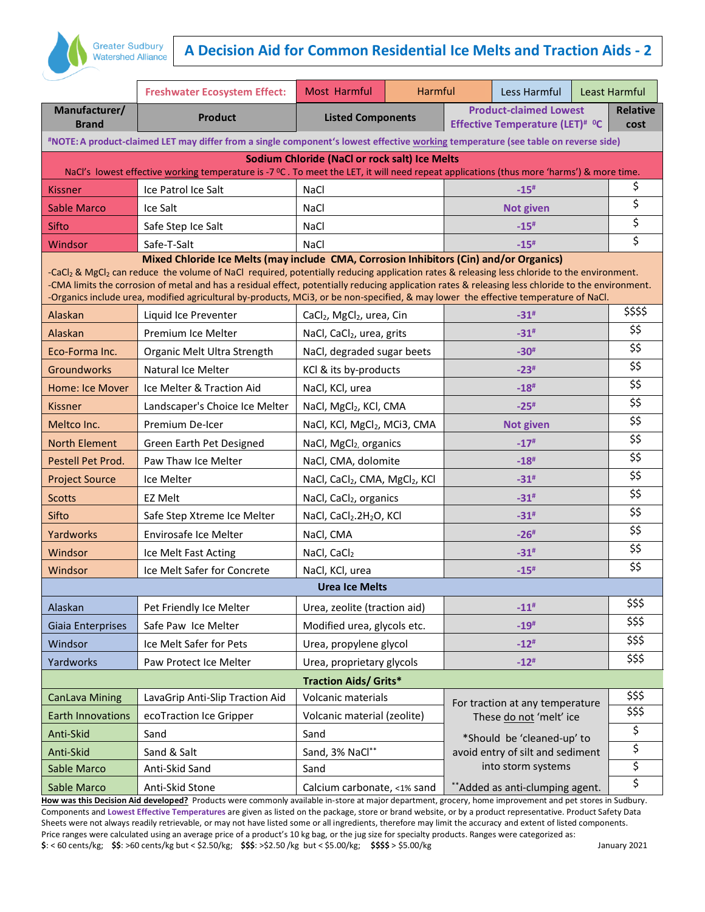Greater Sudbury Watershed Alliance

# A Decision Aid for Common Residential Ice Melts and Traction Aids - 2

| | Freshwater Ecosystem Effect: | Most Harmful | Harmful | Less Harmful | Least Harmful |
|---|---|---|---|---|---|

| Manufacturer/ Brand | Product | Listed Components | Product-claimed Lowest Effective Temperature (LET)# ⁰C | Relative cost |
|---|---|---|---|---|
| #NOTE: A product-claimed LET may differ from a single component's lowest effective working temperature (see table on reverse side) | | | | |
| **Sodium Chloride (NaCl or rock salt) Ice Melts** NaCl's lowest effective working temperature is -7 ⁰C. To meet the LET, it will need repeat applications (thus more 'harms') & more time. | | | | |
| Kissner | Ice Patrol Ice Salt | NaCl | -15# | $ |
| Sable Marco | Ice Salt | NaCl | Not given | $ |
| Sifto | Safe Step Ice Salt | NaCl | -15# | $ |
| Windsor | Safe-T-Salt | NaCl | -15# | $ |
| **Mixed Chloride Ice Melts (may include CMA, Corrosion Inhibitors (Cin) and/or Organics)** -$CaCl_2$ & $MgCl_2$ can reduce the volume of NaCl required, potentially reducing application rates & releasing less chloride to the environment. -CMA limits the corrosion of metal and has a residual effect, potentially reducing application rates & releasing less chloride to the environment. -Organics include urea, modified agricultural by-products, MCi3, or be non-specified, & may lower the effective temperature of NaCl. | | | | |
| Alaskan | Liquid Ice Preventer | $CaCl_2$, $MgCl_2$, urea, Cin | -31# | $$$$ |
| Alaskan | Premium Ice Melter | NaCl, $CaCl_2$, urea, grits | -31# | $$ |
| Eco-Forma Inc. | Organic Melt Ultra Strength | NaCl, degraded sugar beets | -30# | $$ |
| Groundworks | Natural Ice Melter | KCl & its by-products | -23# | $$ |
| Home: Ice Mover | Ice Melter & Traction Aid | NaCl, KCl, urea | -18# | $$ |
| Kissner | Landscaper's Choice Ice Melter | NaCl, $MgCl_2$, KCl, CMA | -25# | $$ |
| Meltco Inc. | Premium De-Icer | NaCl, KCl, $MgCl_2$, MCi3, CMA | Not given | $$ |
| North Element | Green Earth Pet Designed | NaCl, $MgCl_2$, organics | -17# | $$ |
| Pestell Pet Prod. | Paw Thaw Ice Melter | NaCl, CMA, dolomite | -18# | $$ |
| Project Source | Ice Melter | NaCl, $CaCl_2$, CMA, $MgCl_2$, KCl | -31# | $$ |
| Scotts | EZ Melt | NaCl, $CaCl_2$, organics | -31# | $$ |
| Sifto | Safe Step Xtreme Ice Melter | NaCl, $CaCl_2.2H_2O$, KCl | -31# | $$ |
| Yardworks | Envirosafe Ice Melter | NaCl, CMA | -26# | $$ |
| Windsor | Ice Melt Fast Acting | NaCl, $CaCl_2$ | -31# | $$ |
| Windsor | Ice Melt Safer for Concrete | NaCl, KCl, urea | -15# | $$ |
| **Urea Ice Melts** | | | | |
| Alaskan | Pet Friendly Ice Melter | Urea, zeolite (traction aid) | -11# | $$$ |
| Giaia Enterprises | Safe Paw Ice Melter | Modified urea, glycols etc. | -19# | $$$ |
| Windsor | Ice Melt Safer for Pets | Urea, propylene glycol | -12# | $$$ |
| Yardworks | Paw Protect Ice Melter | Urea, proprietary glycols | -12# | $$$ |
| **Traction Aids/ Grits*** | | | | |
| CanLava Mining | LavaGrip Anti-Slip Traction Aid | Volcanic materials | For traction at any temperature These do not 'melt' ice | $$$ |
| Earth Innovations | ecoTraction Ice Gripper | Volcanic material (zeolite) | | $$$ |
| Anti-Skid | Sand | Sand | *Should be 'cleaned-up' to avoid entry of silt and sediment into storm systems | $ |
| Anti-Skid | Sand & Salt | Sand, 3% NaCl** | | $ |
| Sable Marco | Anti-Skid Sand | Sand | | $ |
| Sable Marco | Anti-Skid Stone | Calcium carbonate, <1% sand | **Added as anti-clumping agent. | $ |

**How was this Decision Aid developed?** Products were commonly available in-store at major department, grocery, home improvement and pet stores in Sudbury. Components and Lowest Effective Temperatures are given as listed on the package, store or brand website, or by a product representative. Product Safety Data Sheets were not always readily retrievable, or may not have listed some or all ingredients, therefore may limit the accuracy and extent of listed components. Price ranges were calculated using an average price of a product's 10 kg bag, or the jug size for specialty products. Ranges were categorized as:
**$**: < 60 cents/kg; **$$**: >60 cents/kg but < $2.50/kg; **$$$**: >$2.50 /kg but < $5.00/kg; **$$$$** > $5.00/kg

January 2021